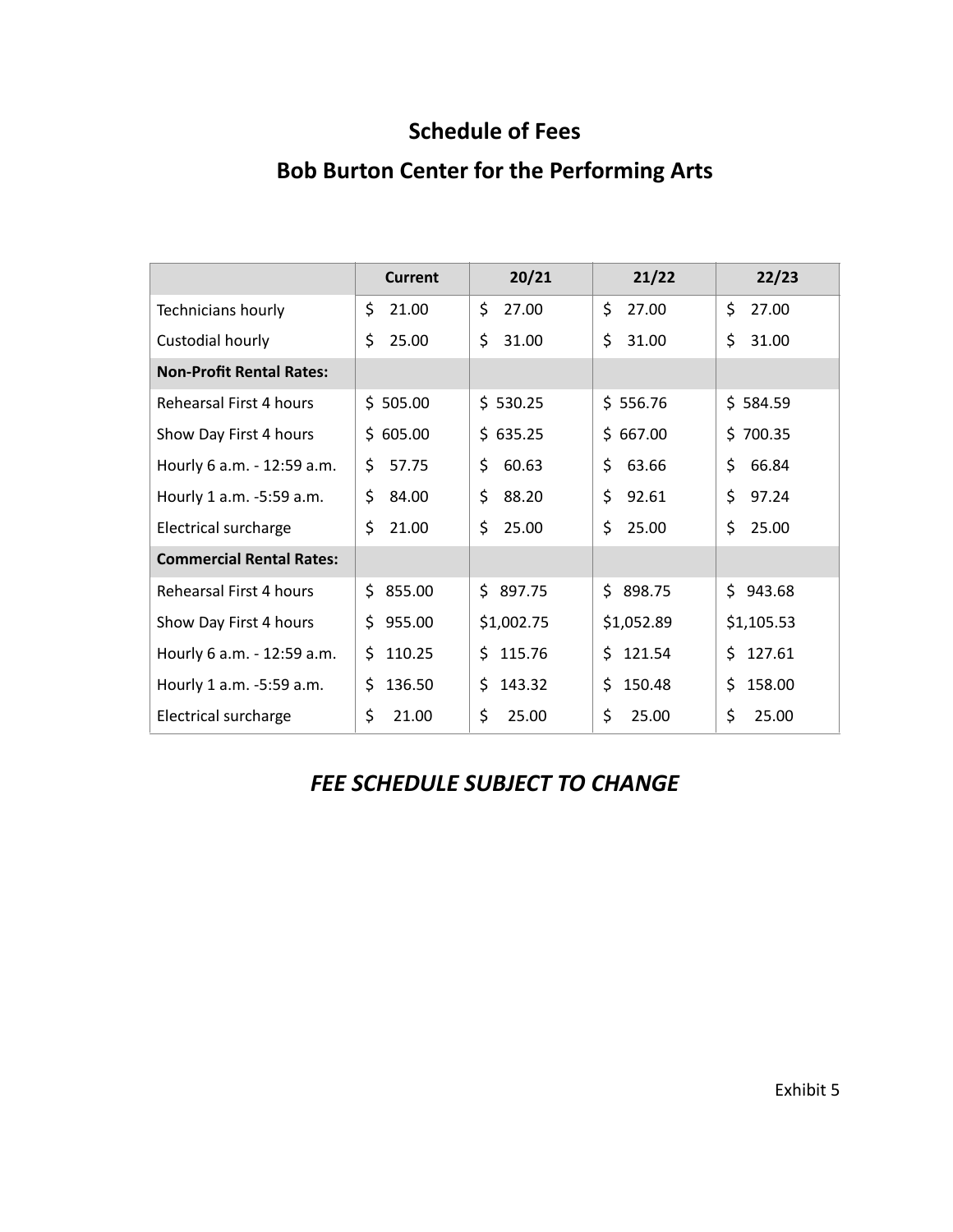# Schedule of Fees

# Bob Burton Center for the Performing Arts

| | Current | 20/21 | 21/22 | 22/23 |
|---|---|---|---|---|
| Technicians hourly | $ 21.00 | $ 27.00 | $ 27.00 | $ 27.00 |
| Custodial hourly | $ 25.00 | $ 31.00 | $ 31.00 | $ 31.00 |
| **Non-Profit Rental Rates:** | | | | |
| Rehearsal First 4 hours | $ 505.00 | $ 530.25 | $ 556.76 | $ 584.59 |
| Show Day First 4 hours | $ 605.00 | $ 635.25 | $ 667.00 | $ 700.35 |
| Hourly 6 a.m. - 12:59 a.m. | $ 57.75 | $ 60.63 | $ 63.66 | $ 66.84 |
| Hourly 1 a.m. -5:59 a.m. | $ 84.00 | $ 88.20 | $ 92.61 | $ 97.24 |
| Electrical surcharge | $ 21.00 | $ 25.00 | $ 25.00 | $ 25.00 |
| **Commercial Rental Rates:** | | | | |
| Rehearsal First 4 hours | $ 855.00 | $ 897.75 | $ 898.75 | $ 943.68 |
| Show Day First 4 hours | $ 955.00 | $1,002.75 | $1,052.89 | $1,105.53 |
| Hourly 6 a.m. - 12:59 a.m. | $ 110.25 | $ 115.76 | $ 121.54 | $ 127.61 |
| Hourly 1 a.m. -5:59 a.m. | $ 136.50 | $ 143.32 | $ 150.48 | $ 158.00 |
| Electrical surcharge | $ 21.00 | $ 25.00 | $ 25.00 | $ 25.00 |

## *FEE SCHEDULE SUBJECT TO CHANGE*

Exhibit 5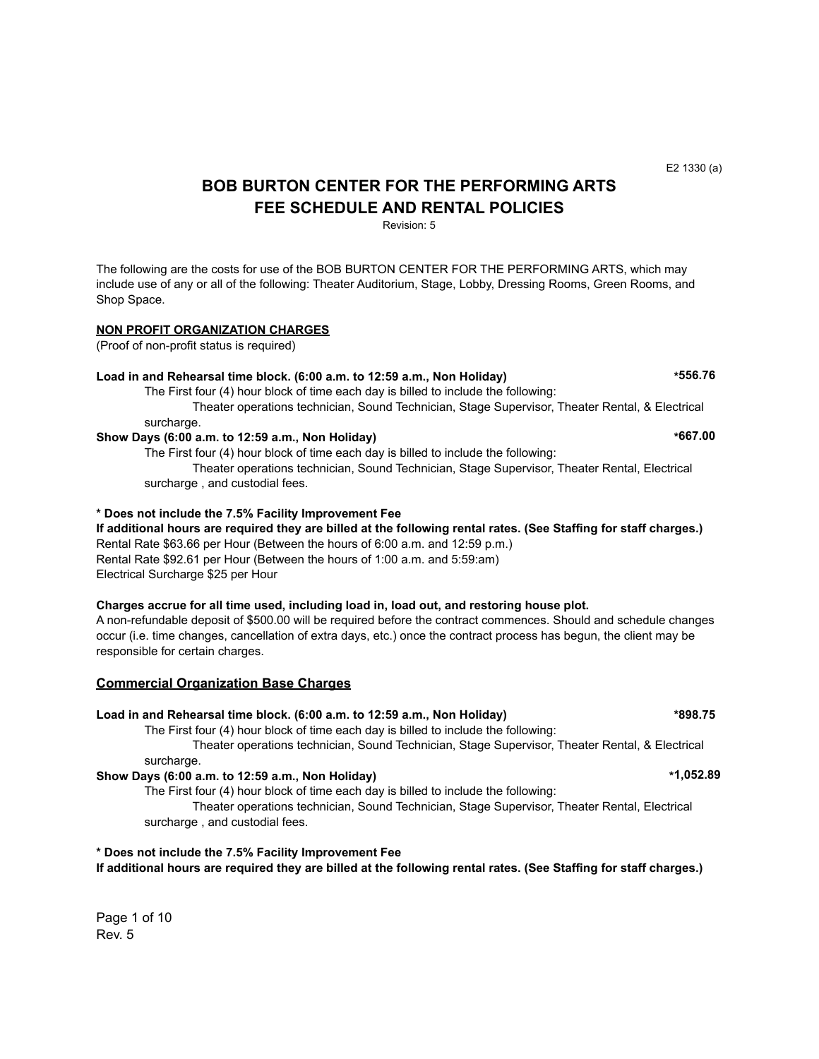E2 1330 (a)

# BOB BURTON CENTER FOR THE PERFORMING ARTS
# FEE SCHEDULE AND RENTAL POLICIES

Revision: 5

The following are the costs for use of the BOB BURTON CENTER FOR THE PERFORMING ARTS, which may include use of any or all of the following: Theater Auditorium, Stage, Lobby, Dressing Rooms, Green Rooms, and Shop Space.

## NON PROFIT ORGANIZATION CHARGES

(Proof of non-profit status is required)

**Load in and Rehearsal time block. (6:00 a.m. to 12:59 a.m., Non Holiday)** **\*556.76**

The First four (4) hour block of time each day is billed to include the following:

Theater operations technician, Sound Technician, Stage Supervisor, Theater Rental, & Electrical surcharge.

**Show Days (6:00 a.m. to 12:59 a.m., Non Holiday)** **\*667.00**

The First four (4) hour block of time each day is billed to include the following:

Theater operations technician, Sound Technician, Stage Supervisor, Theater Rental, Electrical surcharge , and custodial fees.

**\* Does not include the 7.5% Facility Improvement Fee**

**If additional hours are required they are billed at the following rental rates. (See Staffing for staff charges.)**

Rental Rate $63.66 per Hour (Between the hours of 6:00 a.m. and 12:59 p.m.)
Rental Rate $92.61 per Hour (Between the hours of 1:00 a.m. and 5:59:am)
Electrical Surcharge $25 per Hour

**Charges accrue for all time used, including load in, load out, and restoring house plot.**

A non-refundable deposit of $500.00 will be required before the contract commences. Should and schedule changes occur (i.e. time changes, cancellation of extra days, etc.) once the contract process has begun, the client may be responsible for certain charges.

## Commercial Organization Base Charges

**Load in and Rehearsal time block. (6:00 a.m. to 12:59 a.m., Non Holiday)** **\*898.75**

The First four (4) hour block of time each day is billed to include the following:

Theater operations technician, Sound Technician, Stage Supervisor, Theater Rental, & Electrical surcharge.

**Show Days (6:00 a.m. to 12:59 a.m., Non Holiday)** **\*1,052.89**

The First four (4) hour block of time each day is billed to include the following:

Theater operations technician, Sound Technician, Stage Supervisor, Theater Rental, Electrical surcharge , and custodial fees.

**\* Does not include the 7.5% Facility Improvement Fee**

**If additional hours are required they are billed at the following rental rates. (See Staffing for staff charges.)**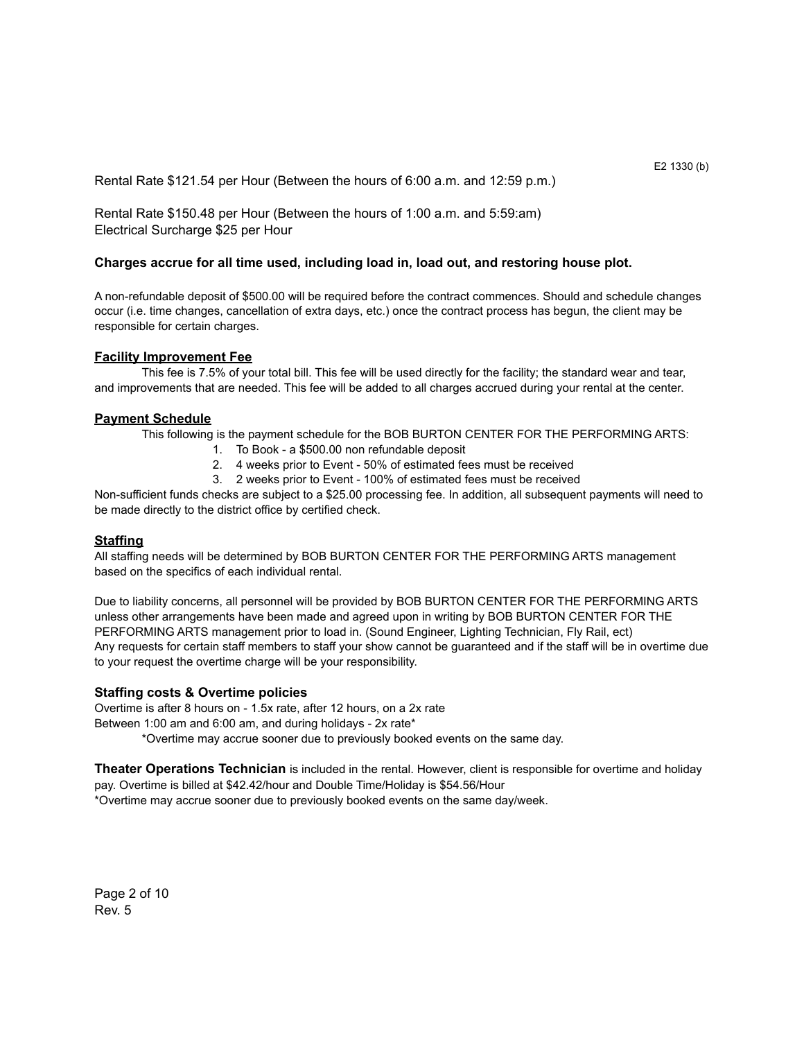E2 1330 (b)

Rental Rate $121.54 per Hour (Between the hours of 6:00 a.m. and 12:59 p.m.)

Rental Rate $150.48 per Hour (Between the hours of 1:00 a.m. and 5:59:am)
Electrical Surcharge $25 per Hour

**Charges accrue for all time used, including load in, load out, and restoring house plot.**

A non-refundable deposit of $500.00 will be required before the contract commences. Should and schedule changes occur (i.e. time changes, cancellation of extra days, etc.) once the contract process has begun, the client may be responsible for certain charges.

### Facility Improvement Fee

This fee is 7.5% of your total bill. This fee will be used directly for the facility; the standard wear and tear, and improvements that are needed. This fee will be added to all charges accrued during your rental at the center.

### Payment Schedule

This following is the payment schedule for the BOB BURTON CENTER FOR THE PERFORMING ARTS:

1. To Book - a $500.00 non refundable deposit
2. 4 weeks prior to Event - 50% of estimated fees must be received
3. 2 weeks prior to Event - 100% of estimated fees must be received

Non-sufficient funds checks are subject to a $25.00 processing fee. In addition, all subsequent payments will need to be made directly to the district office by certified check.

### Staffing

All staffing needs will be determined by BOB BURTON CENTER FOR THE PERFORMING ARTS management based on the specifics of each individual rental.

Due to liability concerns, all personnel will be provided by BOB BURTON CENTER FOR THE PERFORMING ARTS unless other arrangements have been made and agreed upon in writing by BOB BURTON CENTER FOR THE PERFORMING ARTS management prior to load in. (Sound Engineer, Lighting Technician, Fly Rail, ect)
Any requests for certain staff members to staff your show cannot be guaranteed and if the staff will be in overtime due to your request the overtime charge will be your responsibility.

### Staffing costs & Overtime policies

Overtime is after 8 hours on - 1.5x rate, after 12 hours, on a 2x rate
Between 1:00 am and 6:00 am, and during holidays - 2x rate*

*Overtime may accrue sooner due to previously booked events on the same day.

**Theater Operations Technician** is included in the rental. However, client is responsible for overtime and holiday pay. Overtime is billed at $42.42/hour and Double Time/Holiday is $54.56/Hour
*Overtime may accrue sooner due to previously booked events on the same day/week.

Rev. 5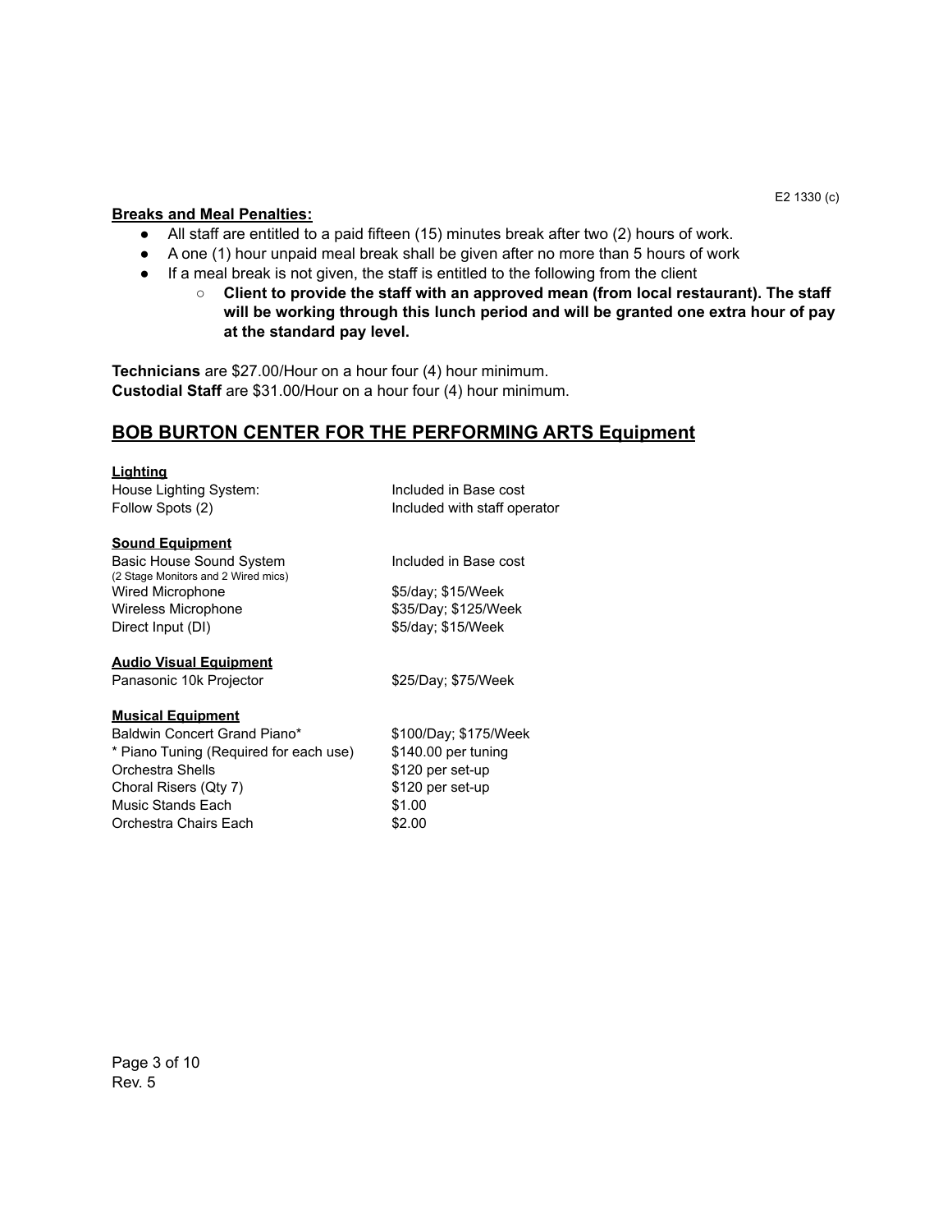**Breaks and Meal Penalties:**

- All staff are entitled to a paid fifteen (15) minutes break after two (2) hours of work.
- A one (1) hour unpaid meal break shall be given after no more than 5 hours of work
- If a meal break is not given, the staff is entitled to the following from the client
    - **Client to provide the staff with an approved mean (from local restaurant). The staff will be working through this lunch period and will be granted one extra hour of pay at the standard pay level.**

**Technicians** are $27.00/Hour on a hour four (4) hour minimum.
**Custodial Staff** are $31.00/Hour on a hour four (4) hour minimum.

## BOB BURTON CENTER FOR THE PERFORMING ARTS Equipment

**Lighting**

| | |
|---|---|
| House Lighting System: | Included in Base cost |
| Follow Spots (2) | Included with staff operator |

**Sound Equipment**

| | |
|---|---|
| Basic House Sound System (2 Stage Monitors and 2 Wired mics) | Included in Base cost |
| Wired Microphone | $5/day; $15/Week |
| Wireless Microphone | $35/Day; $125/Week |
| Direct Input (DI) | $5/day; $15/Week |

**Audio Visual Equipment**

| | |
|---|---|
| Panasonic 10k Projector | $25/Day; $75/Week |

**Musical Equipment**

| | |
|---|---|
| Baldwin Concert Grand Piano* | $100/Day; $175/Week |
| * Piano Tuning (Required for each use) | $140.00 per tuning |
| Orchestra Shells | $120 per set-up |
| Choral Risers (Qty 7) | $120 per set-up |
| Music Stands Each | $1.00 |
| Orchestra Chairs Each | $2.00 |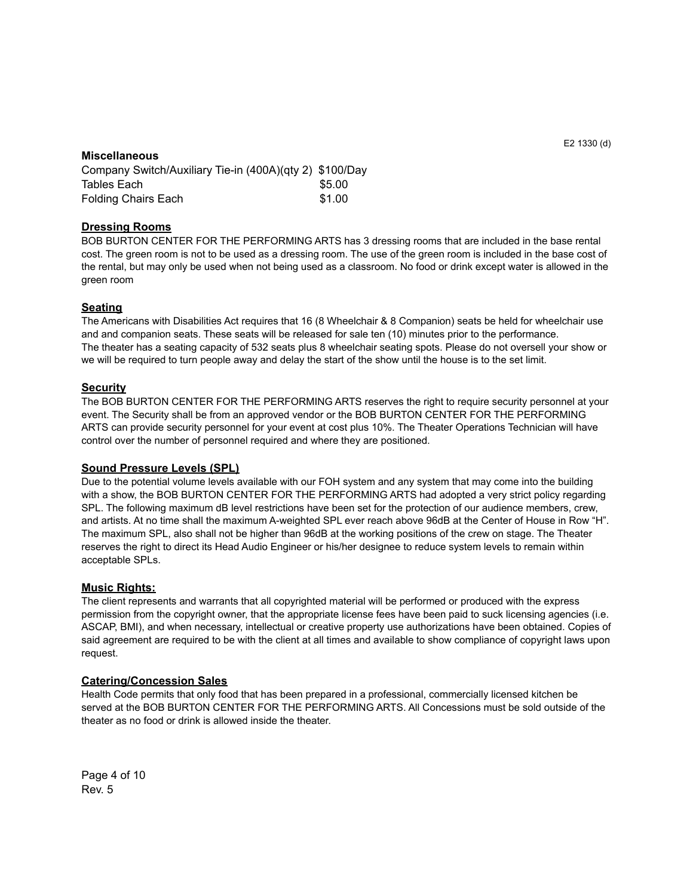E2 1330 (d)

**Miscellaneous**

| | |
|---|---|
| Company Switch/Auxiliary Tie-in (400A)(qty 2) | $100/Day |
| Tables Each | $5.00 |
| Folding Chairs Each | $1.00 |

## Dressing Rooms

BOB BURTON CENTER FOR THE PERFORMING ARTS has 3 dressing rooms that are included in the base rental cost. The green room is not to be used as a dressing room. The use of the green room is included in the base cost of the rental, but may only be used when not being used as a classroom. No food or drink except water is allowed in the green room

## Seating

The Americans with Disabilities Act requires that 16 (8 Wheelchair & 8 Companion) seats be held for wheelchair use and and companion seats. These seats will be released for sale ten (10) minutes prior to the performance.
The theater has a seating capacity of 532 seats plus 8 wheelchair seating spots. Please do not oversell your show or we will be required to turn people away and delay the start of the show until the house is to the set limit.

## Security

The BOB BURTON CENTER FOR THE PERFORMING ARTS reserves the right to require security personnel at your event. The Security shall be from an approved vendor or the BOB BURTON CENTER FOR THE PERFORMING ARTS can provide security personnel for your event at cost plus 10%. The Theater Operations Technician will have control over the number of personnel required and where they are positioned.

## Sound Pressure Levels (SPL)

Due to the potential volume levels available with our FOH system and any system that may come into the building with a show, the BOB BURTON CENTER FOR THE PERFORMING ARTS had adopted a very strict policy regarding SPL. The following maximum dB level restrictions have been set for the protection of our audience members, crew, and artists. At no time shall the maximum A-weighted SPL ever reach above 96dB at the Center of House in Row "H". The maximum SPL, also shall not be higher than 96dB at the working positions of the crew on stage. The Theater reserves the right to direct its Head Audio Engineer or his/her designee to reduce system levels to remain within acceptable SPLs.

## Music Rights:

The client represents and warrants that all copyrighted material will be performed or produced with the express permission from the copyright owner, that the appropriate license fees have been paid to suck licensing agencies (i.e. ASCAP, BMI), and when necessary, intellectual or creative property use authorizations have been obtained. Copies of said agreement are required to be with the client at all times and available to show compliance of copyright laws upon request.

## Catering/Concession Sales

Health Code permits that only food that has been prepared in a professional, commercially licensed kitchen be served at the BOB BURTON CENTER FOR THE PERFORMING ARTS. All Concessions must be sold outside of the theater as no food or drink is allowed inside the theater.

Rev. 5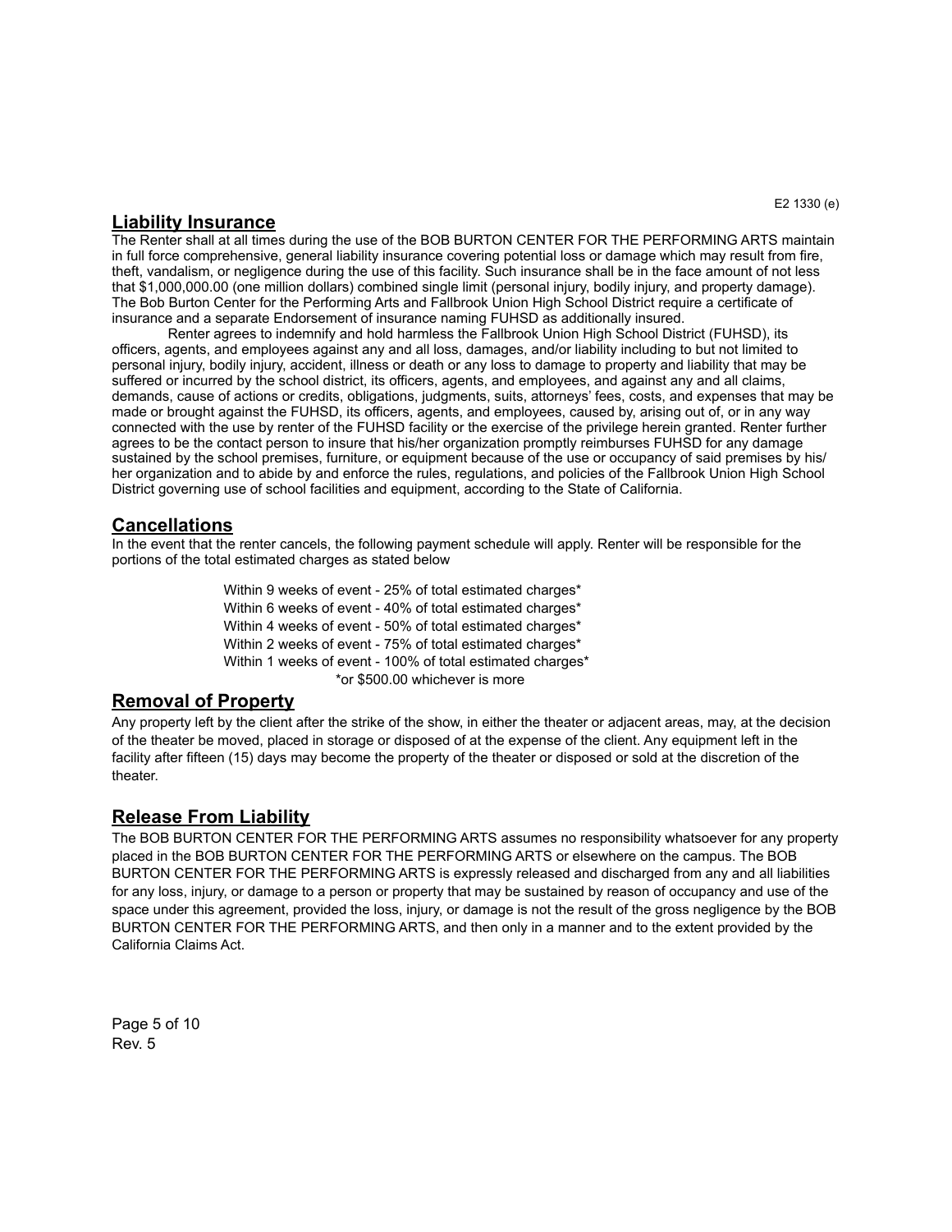E2 1330 (e)

## Liability Insurance

The Renter shall at all times during the use of the BOB BURTON CENTER FOR THE PERFORMING ARTS maintain in full force comprehensive, general liability insurance covering potential loss or damage which may result from fire, theft, vandalism, or negligence during the use of this facility. Such insurance shall be in the face amount of not less that $1,000,000.00 (one million dollars) combined single limit (personal injury, bodily injury, and property damage). The Bob Burton Center for the Performing Arts and Fallbrook Union High School District require a certificate of insurance and a separate Endorsement of insurance naming FUHSD as additionally insured.

Renter agrees to indemnify and hold harmless the Fallbrook Union High School District (FUHSD), its officers, agents, and employees against any and all loss, damages, and/or liability including to but not limited to personal injury, bodily injury, accident, illness or death or any loss to damage to property and liability that may be suffered or incurred by the school district, its officers, agents, and employees, and against any and all claims, demands, cause of actions or credits, obligations, judgments, suits, attorneys' fees, costs, and expenses that may be made or brought against the FUHSD, its officers, agents, and employees, caused by, arising out of, or in any way connected with the use by renter of the FUHSD facility or the exercise of the privilege herein granted. Renter further agrees to be the contact person to insure that his/her organization promptly reimburses FUHSD for any damage sustained by the school premises, furniture, or equipment because of the use or occupancy of said premises by his/her organization and to abide by and enforce the rules, regulations, and policies of the Fallbrook Union High School District governing use of school facilities and equipment, according to the State of California.

## Cancellations

In the event that the renter cancels, the following payment schedule will apply. Renter will be responsible for the portions of the total estimated charges as stated below

Within 9 weeks of event - 25% of total estimated charges*
Within 6 weeks of event - 40% of total estimated charges*
Within 4 weeks of event - 50% of total estimated charges*
Within 2 weeks of event - 75% of total estimated charges*
Within 1 weeks of event - 100% of total estimated charges*
*or $500.00 whichever is more

## Removal of Property

Any property left by the client after the strike of the show, in either the theater or adjacent areas, may, at the decision of the theater be moved, placed in storage or disposed of at the expense of the client. Any equipment left in the facility after fifteen (15) days may become the property of the theater or disposed or sold at the discretion of the theater.

## Release From Liability

The BOB BURTON CENTER FOR THE PERFORMING ARTS assumes no responsibility whatsoever for any property placed in the BOB BURTON CENTER FOR THE PERFORMING ARTS or elsewhere on the campus. The BOB BURTON CENTER FOR THE PERFORMING ARTS is expressly released and discharged from any and all liabilities for any loss, injury, or damage to a person or property that may be sustained by reason of occupancy and use of the space under this agreement, provided the loss, injury, or damage is not the result of the gross negligence by the BOB BURTON CENTER FOR THE PERFORMING ARTS, and then only in a manner and to the extent provided by the California Claims Act.

Rev. 5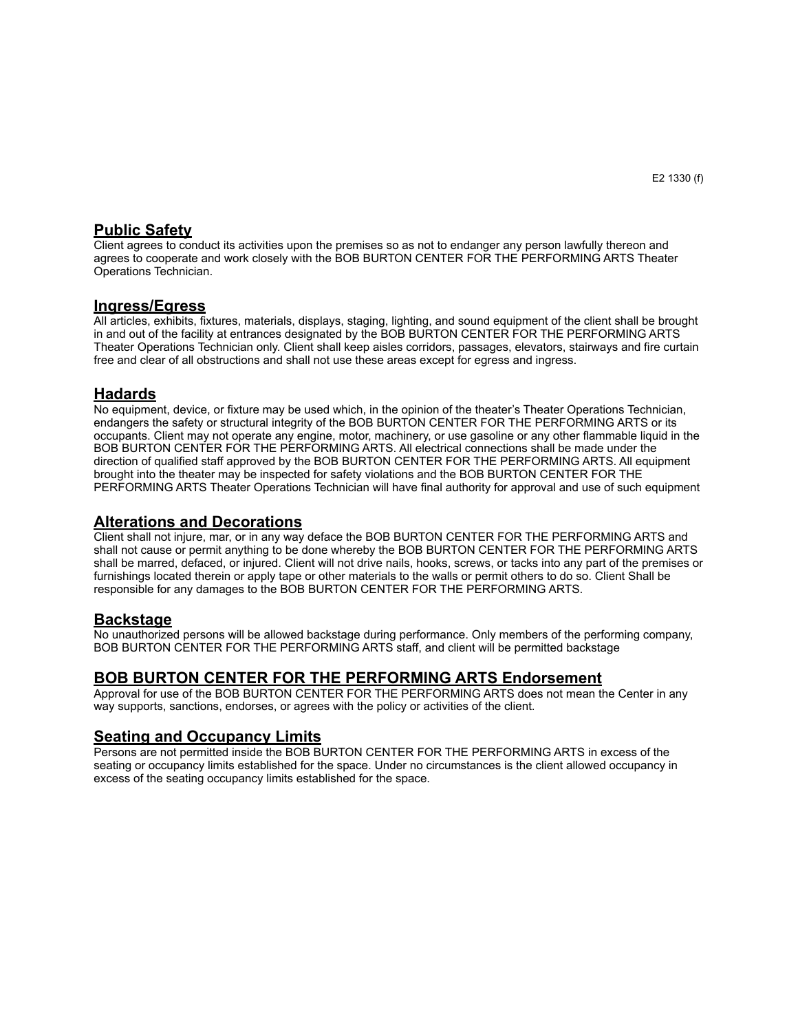E2 1330 (f)

## Public Safety

Client agrees to conduct its activities upon the premises so as not to endanger any person lawfully thereon and agrees to cooperate and work closely with the BOB BURTON CENTER FOR THE PERFORMING ARTS Theater Operations Technician.

## Ingress/Egress

All articles, exhibits, fixtures, materials, displays, staging, lighting, and sound equipment of the client shall be brought in and out of the facility at entrances designated by the BOB BURTON CENTER FOR THE PERFORMING ARTS Theater Operations Technician only. Client shall keep aisles corridors, passages, elevators, stairways and fire curtain free and clear of all obstructions and shall not use these areas except for egress and ingress.

## Hadards

No equipment, device, or fixture may be used which, in the opinion of the theater's Theater Operations Technician, endangers the safety or structural integrity of the BOB BURTON CENTER FOR THE PERFORMING ARTS or its occupants. Client may not operate any engine, motor, machinery, or use gasoline or any other flammable liquid in the BOB BURTON CENTER FOR THE PERFORMING ARTS. All electrical connections shall be made under the direction of qualified staff approved by the BOB BURTON CENTER FOR THE PERFORMING ARTS. All equipment brought into the theater may be inspected for safety violations and the BOB BURTON CENTER FOR THE PERFORMING ARTS Theater Operations Technician will have final authority for approval and use of such equipment

## Alterations and Decorations

Client shall not injure, mar, or in any way deface the BOB BURTON CENTER FOR THE PERFORMING ARTS and shall not cause or permit anything to be done whereby the BOB BURTON CENTER FOR THE PERFORMING ARTS shall be marred, defaced, or injured. Client will not drive nails, hooks, screws, or tacks into any part of the premises or furnishings located therein or apply tape or other materials to the walls or permit others to do so. Client Shall be responsible for any damages to the BOB BURTON CENTER FOR THE PERFORMING ARTS.

## Backstage

No unauthorized persons will be allowed backstage during performance. Only members of the performing company, BOB BURTON CENTER FOR THE PERFORMING ARTS staff, and client will be permitted backstage

## BOB BURTON CENTER FOR THE PERFORMING ARTS Endorsement

Approval for use of the BOB BURTON CENTER FOR THE PERFORMING ARTS does not mean the Center in any way supports, sanctions, endorses, or agrees with the policy or activities of the client.

## Seating and Occupancy Limits

Persons are not permitted inside the BOB BURTON CENTER FOR THE PERFORMING ARTS in excess of the seating or occupancy limits established for the space. Under no circumstances is the client allowed occupancy in excess of the seating occupancy limits established for the space.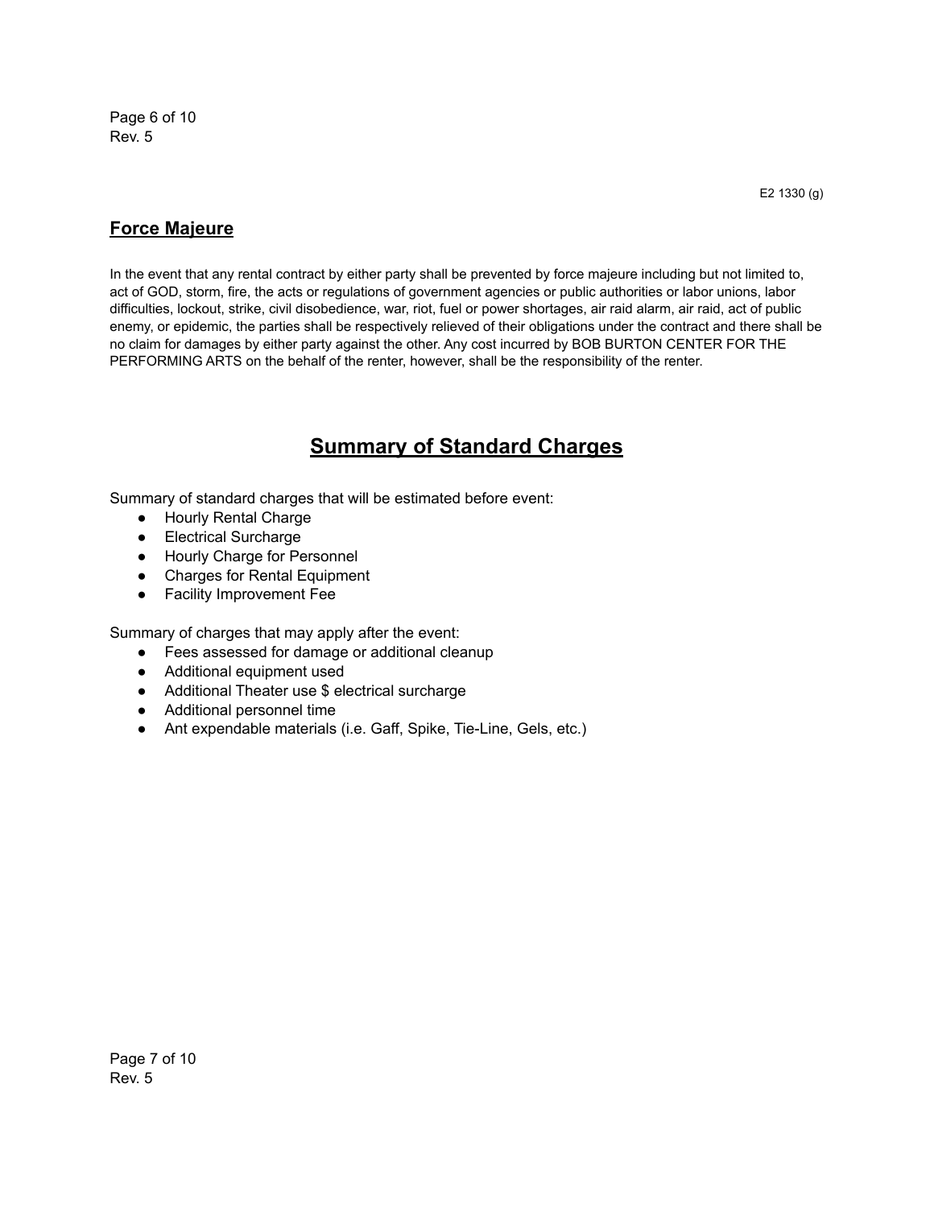E2 1330 (g)

## Force Majeure

In the event that any rental contract by either party shall be prevented by force majeure including but not limited to, act of GOD, storm, fire, the acts or regulations of government agencies or public authorities or labor unions, labor difficulties, lockout, strike, civil disobedience, war, riot, fuel or power shortages, air raid alarm, air raid, act of public enemy, or epidemic, the parties shall be respectively relieved of their obligations under the contract and there shall be no claim for damages by either party against the other. Any cost incurred by BOB BURTON CENTER FOR THE PERFORMING ARTS on the behalf of the renter, however, shall be the responsibility of the renter.

# Summary of Standard Charges

Summary of standard charges that will be estimated before event:

- Hourly Rental Charge
- Electrical Surcharge
- Hourly Charge for Personnel
- Charges for Rental Equipment
- Facility Improvement Fee

Summary of charges that may apply after the event:

- Fees assessed for damage or additional cleanup
- Additional equipment used
- Additional Theater use $ electrical surcharge
- Additional personnel time
- Ant expendable materials (i.e. Gaff, Spike, Tie-Line, Gels, etc.)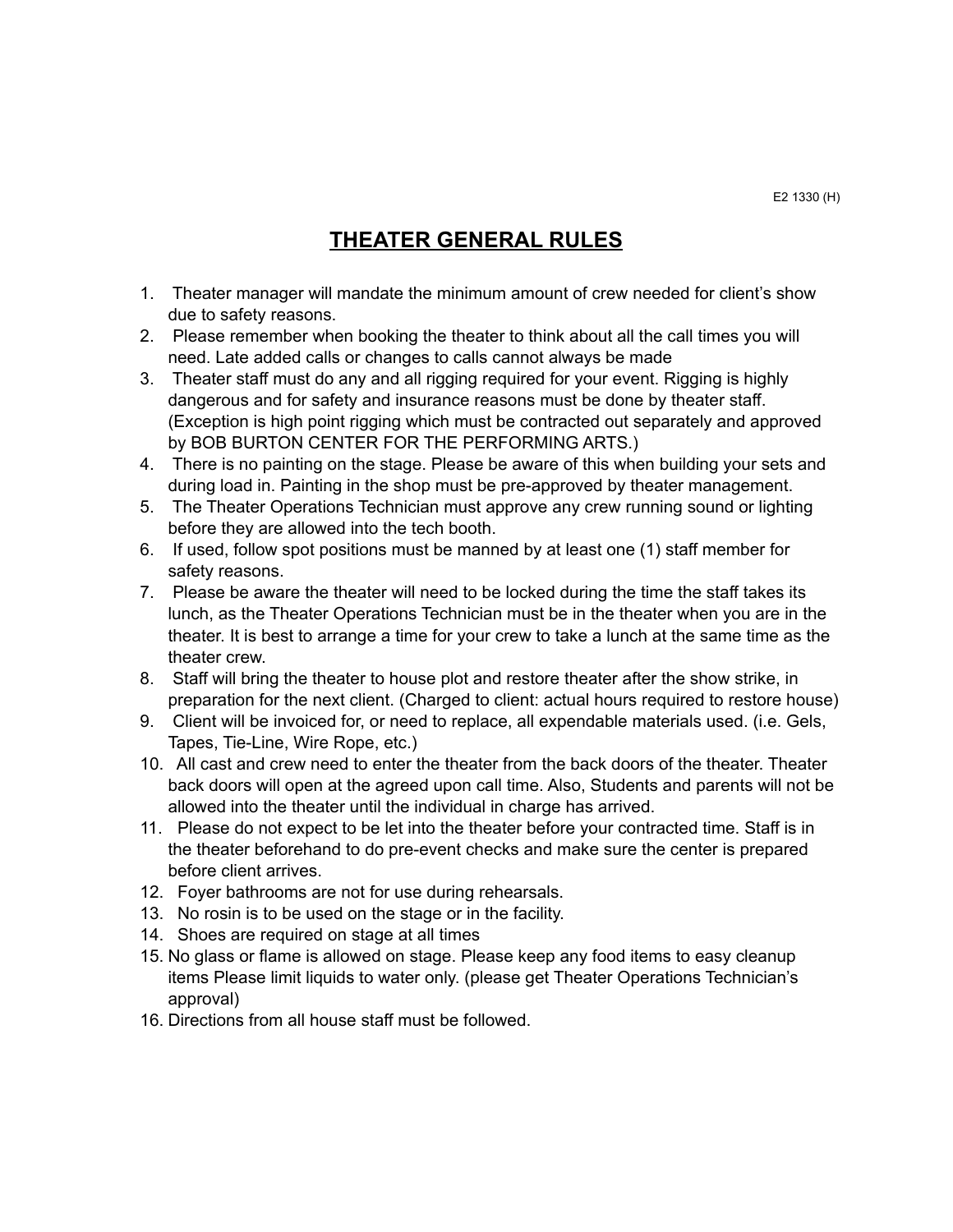E2 1330 (H)

# THEATER GENERAL RULES

1. Theater manager will mandate the minimum amount of crew needed for client's show due to safety reasons.
2. Please remember when booking the theater to think about all the call times you will need. Late added calls or changes to calls cannot always be made
3. Theater staff must do any and all rigging required for your event. Rigging is highly dangerous and for safety and insurance reasons must be done by theater staff. (Exception is high point rigging which must be contracted out separately and approved by BOB BURTON CENTER FOR THE PERFORMING ARTS.)
4. There is no painting on the stage. Please be aware of this when building your sets and during load in. Painting in the shop must be pre-approved by theater management.
5. The Theater Operations Technician must approve any crew running sound or lighting before they are allowed into the tech booth.
6. If used, follow spot positions must be manned by at least one (1) staff member for safety reasons.
7. Please be aware the theater will need to be locked during the time the staff takes its lunch, as the Theater Operations Technician must be in the theater when you are in the theater. It is best to arrange a time for your crew to take a lunch at the same time as the theater crew.
8. Staff will bring the theater to house plot and restore theater after the show strike, in preparation for the next client. (Charged to client: actual hours required to restore house)
9. Client will be invoiced for, or need to replace, all expendable materials used. (i.e. Gels, Tapes, Tie-Line, Wire Rope, etc.)
10. All cast and crew need to enter the theater from the back doors of the theater. Theater back doors will open at the agreed upon call time. Also, Students and parents will not be allowed into the theater until the individual in charge has arrived.
11. Please do not expect to be let into the theater before your contracted time. Staff is in the theater beforehand to do pre-event checks and make sure the center is prepared before client arrives.
12. Foyer bathrooms are not for use during rehearsals.
13. No rosin is to be used on the stage or in the facility.
14. Shoes are required on stage at all times
15. No glass or flame is allowed on stage. Please keep any food items to easy cleanup items Please limit liquids to water only. (please get Theater Operations Technician's approval)
16. Directions from all house staff must be followed.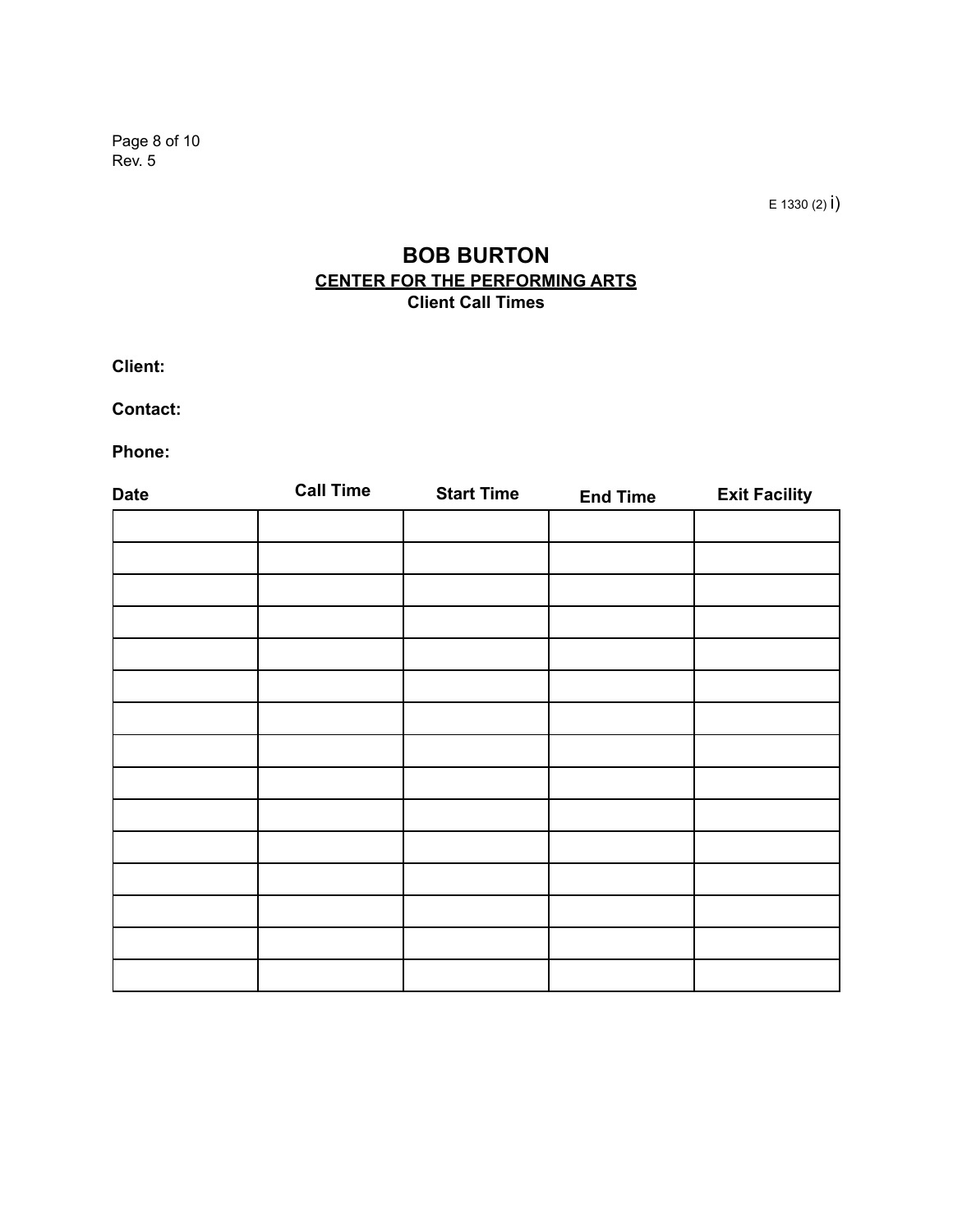Rev. 5

E 1330 (2) i)

# BOB BURTON

## CENTER FOR THE PERFORMING ARTS

### Client Call Times

**Client:**

**Contact:**

**Phone:**

| Date | Call Time | Start Time | End Time | Exit Facility |
|---|---|---|---|---|
| | | | | |
| | | | | |
| | | | | |
| | | | | |
| | | | | |
| | | | | |
| | | | | |
| | | | | |
| | | | | |
| | | | | |
| | | | | |
| | | | | |
| | | | | |
| | | | | |
| | | | | |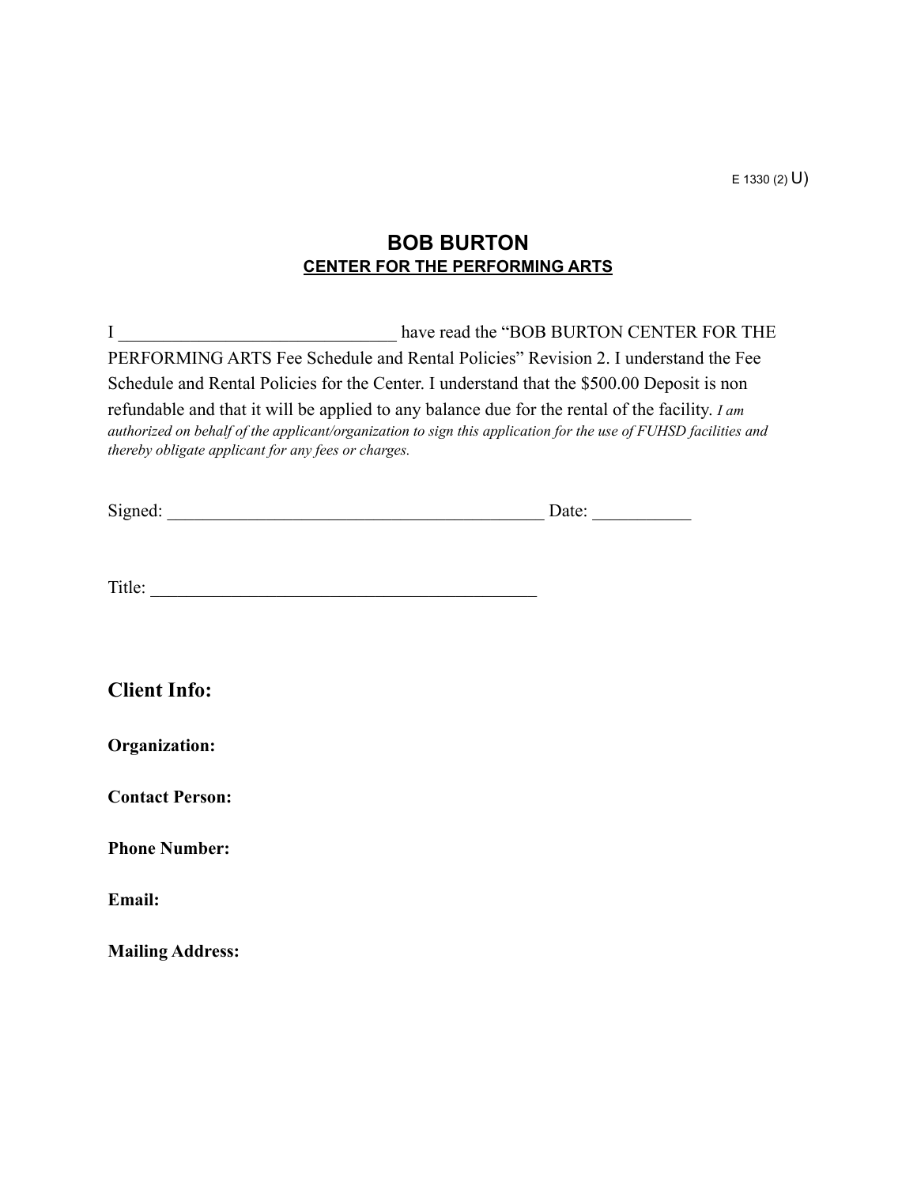E 1330 (2) U)

# BOB BURTON

## CENTER FOR THE PERFORMING ARTS

I _______________________________ have read the "BOB BURTON CENTER FOR THE PERFORMING ARTS Fee Schedule and Rental Policies" Revision 2. I understand the Fee Schedule and Rental Policies for the Center. I understand that the $500.00 Deposit is non refundable and that it will be applied to any balance due for the rental of the facility. *I am authorized on behalf of the applicant/organization to sign this application for the use of FUHSD facilities and thereby obligate applicant for any fees or charges.*

Signed: __________________________________________ Date: ___________

Title: ____________________________________________

## Client Info:

**Organization:**

**Contact Person:**

**Phone Number:**

**Email:**

**Mailing Address:**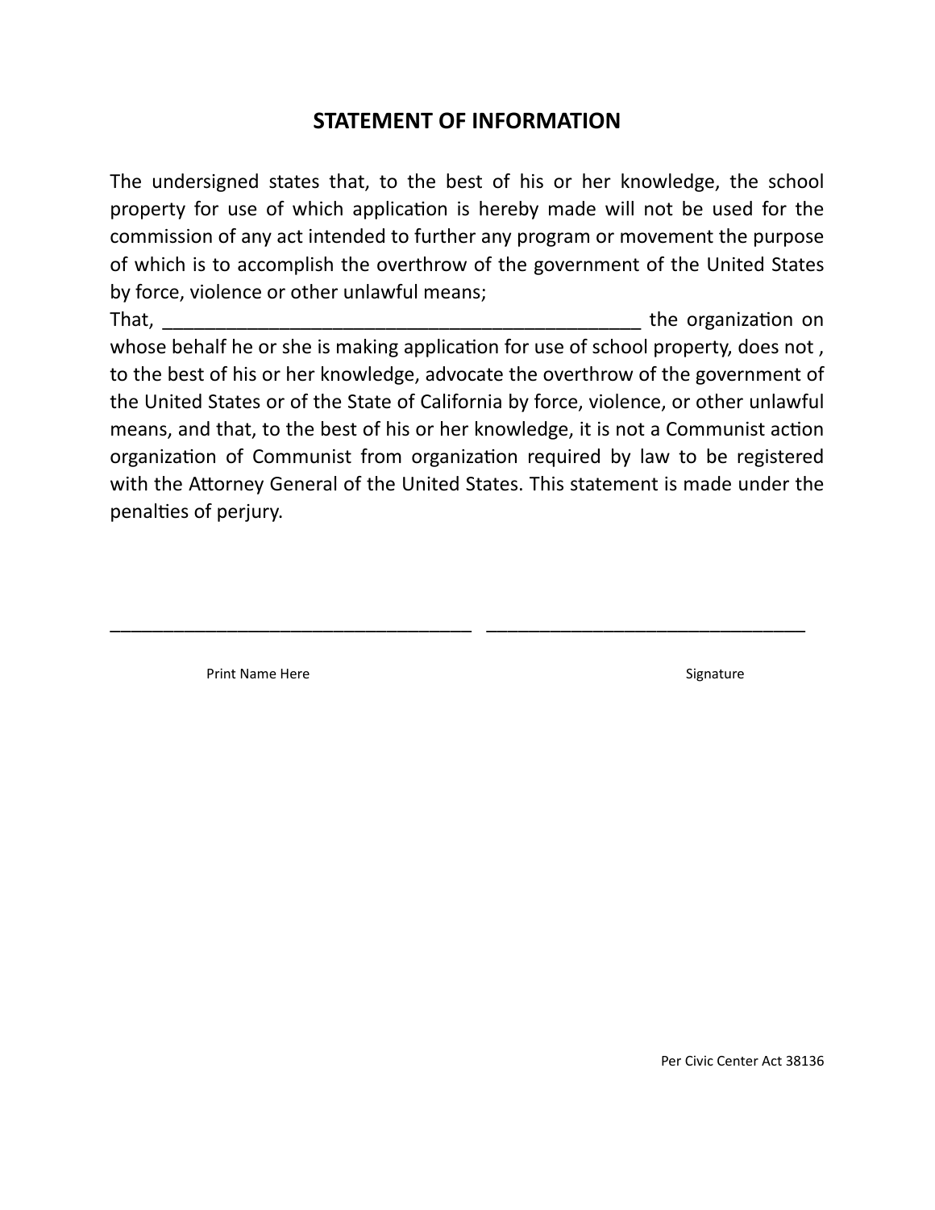# STATEMENT OF INFORMATION

The undersigned states that, to the best of his or her knowledge, the school property for use of which application is hereby made will not be used for the commission of any act intended to further any program or movement the purpose of which is to accomplish the overthrow of the government of the United States by force, violence or other unlawful means;

That, ______________________________________________ the organization on whose behalf he or she is making application for use of school property, does not , to the best of his or her knowledge, advocate the overthrow of the government of the United States or of the State of California by force, violence, or other unlawful means, and that, to the best of his or her knowledge, it is not a Communist action organization of Communist from organization required by law to be registered with the Attorney General of the United States. This statement is made under the penalties of perjury.

___________________________________ ______________________________

Print Name Here                                                            Signature

Per Civic Center Act 38136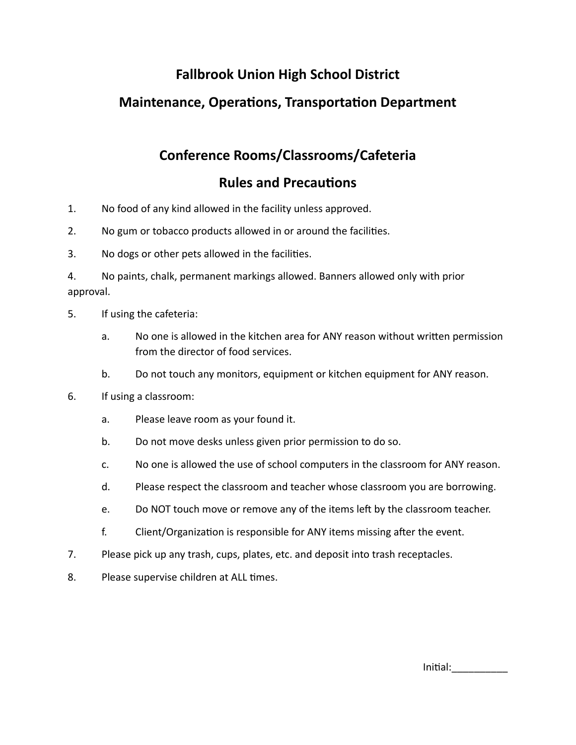# Fallbrook Union High School District

# Maintenance, Operations, Transportation Department

## Conference Rooms/Classrooms/Cafeteria

## Rules and Precautions

1. No food of any kind allowed in the facility unless approved.
2. No gum or tobacco products allowed in or around the facilities.
3. No dogs or other pets allowed in the facilities.
4. No paints, chalk, permanent markings allowed. Banners allowed only with prior approval.
5. If using the cafeteria:
   a. No one is allowed in the kitchen area for ANY reason without written permission from the director of food services.
   b. Do not touch any monitors, equipment or kitchen equipment for ANY reason.
6. If using a classroom:
   a. Please leave room as your found it.
   b. Do not move desks unless given prior permission to do so.
   c. No one is allowed the use of school computers in the classroom for ANY reason.
   d. Please respect the classroom and teacher whose classroom you are borrowing.
   e. Do NOT touch move or remove any of the items left by the classroom teacher.
   f. Client/Organization is responsible for ANY items missing after the event.
7. Please pick up any trash, cups, plates, etc. and deposit into trash receptacles.
8. Please supervise children at ALL times.

Initial:__________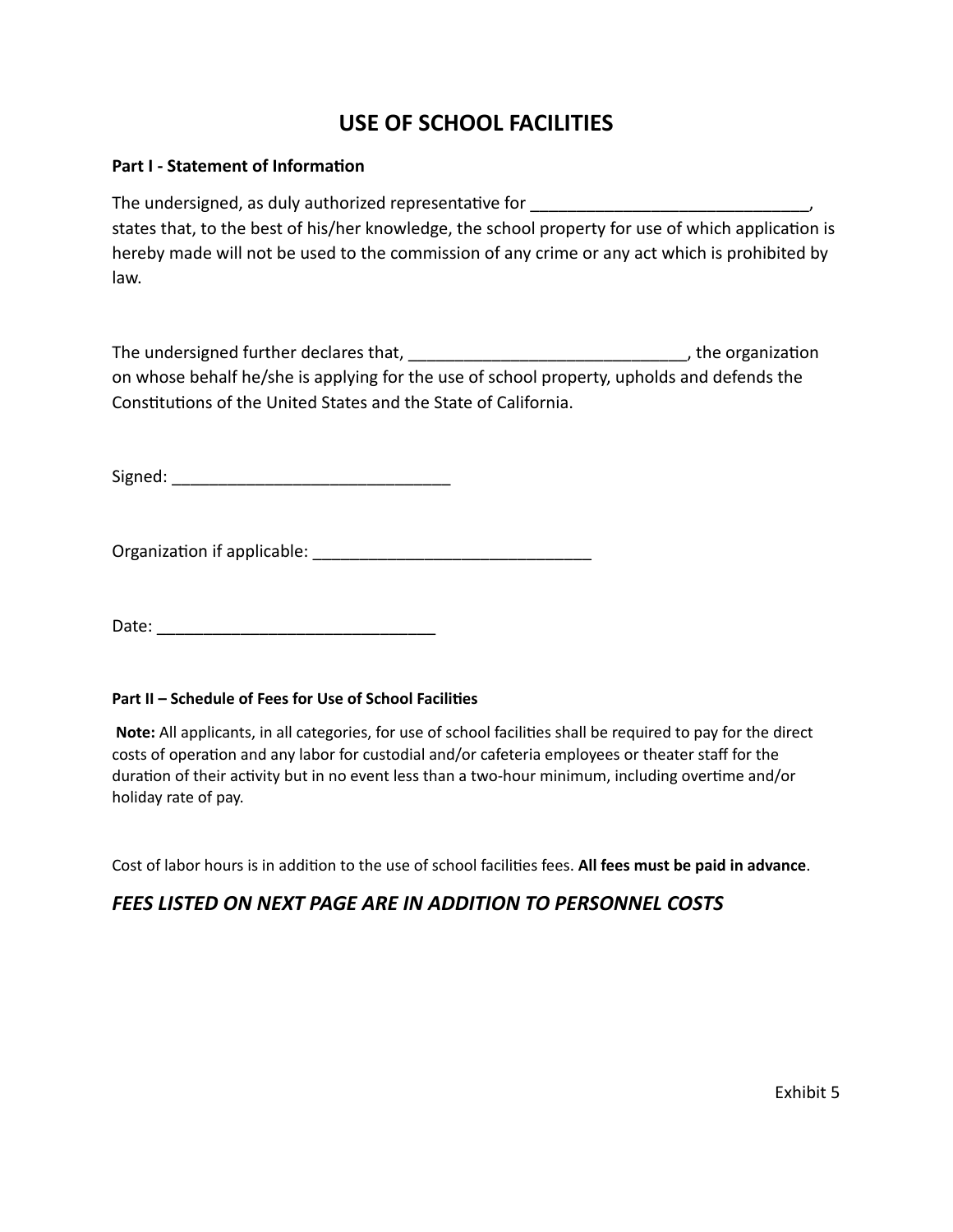# USE OF SCHOOL FACILITIES

### Part I - Statement of Information

The undersigned, as duly authorized representative for ______________________________, states that, to the best of his/her knowledge, the school property for use of which application is hereby made will not be used to the commission of any crime or any act which is prohibited by law.

The undersigned further declares that, ______________________________, the organization on whose behalf he/she is applying for the use of school property, upholds and defends the Constitutions of the United States and the State of California.

Signed: ______________________________

Organization if applicable: ______________________________

Date: ______________________________

### Part II – Schedule of Fees for Use of School Facilities

**Note:** All applicants, in all categories, for use of school facilities shall be required to pay for the direct costs of operation and any labor for custodial and/or cafeteria employees or theater staff for the duration of their activity but in no event less than a two-hour minimum, including overtime and/or holiday rate of pay.

Cost of labor hours is in addition to the use of school facilities fees. **All fees must be paid in advance**.

## *FEES LISTED ON NEXT PAGE ARE IN ADDITION TO PERSONNEL COSTS*

Exhibit 5